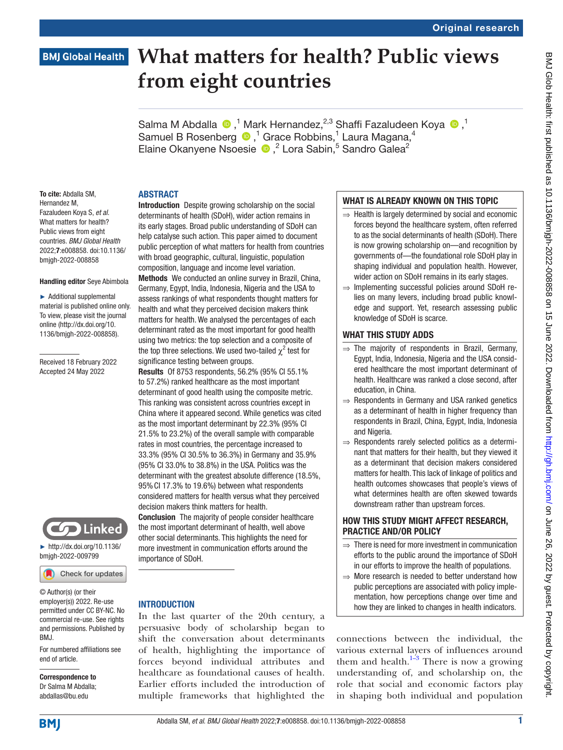Original research

# What matters for health? Public views from eight countries

Salma M Abdalla [1], Mark Hernandez [2,3], Shaffi Fazaludeen Koya [1], Samuel B Rosenberg [1], Grace Robbins [1], Laura Magana [4], Elaine Okanyene Nsoesie [2], Lora Sabin [5], Sandro Galea [2]

**To cite:** Abdalla SM, Hernandez M, Fazaludeen Koya S, *et al*. What matters for health? Public views from eight countries. *BMJ Global Health* 2022;**7**:e008858. doi:10.1136/bmjgh-2022-008858

**Handling editor** Seye Abimbola

► Additional supplemental material is published online only. To view, please visit the journal online (http://dx.doi.org/10.1136/bmjgh-2022-008858).

Received 18 February 2022
Accepted 24 May 2022

► http://dx.doi.org/10.1136/bmjgh-2022-009799

© Author(s) (or their employer(s)) 2022. Re-use permitted under CC BY-NC. No commercial re-use. See rights and permissions. Published by BMJ.

For numbered affiliations see end of article.

**Correspondence to**
Dr Salma M Abdalla;
abdallas@bu.edu

## ABSTRACT

**Introduction** Despite growing scholarship on the social determinants of health (SDoH), wider action remains in its early stages. Broad public understanding of SDoH can help catalyse such action. This paper aimed to document public perception of what matters for health from countries with broad geographic, cultural, linguistic, population composition, language and income level variation.

**Methods** We conducted an online survey in Brazil, China, Germany, Egypt, India, Indonesia, Nigeria and the USA to assess rankings of what respondents thought matters for health and what they perceived decision makers think matters for health. We analysed the percentages of each determinant rated as the most important for good health using two metrics: the top selection and a composite of the top three selections. We used two-tailed $\chi^2$ test for significance testing between groups.

**Results** Of 8753 respondents, 56.2% (95% CI 55.1% to 57.2%) ranked healthcare as the most important determinant of good health using the composite metric. This ranking was consistent across countries except in China where it appeared second. While genetics was cited as the most important determinant by 22.3% (95% CI 21.5% to 23.2%) of the overall sample with comparable rates in most countries, the percentage increased to 33.3% (95% CI 30.5% to 36.3%) in Germany and 35.9% (95% CI 33.0% to 38.8%) in the USA. Politics was the determinant with the greatest absolute difference (18.5%, 95% CI 17.3% to 19.6%) between what respondents considered matters for health versus what they perceived decision makers think matters for health.

**Conclusion** The majority of people consider healthcare the most important determinant of health, well above other social determinants. This highlights the need for more investment in communication efforts around the importance of SDoH.

### WHAT IS ALREADY KNOWN ON THIS TOPIC

⇒ Health is largely determined by social and economic forces beyond the healthcare system, often referred to as the social determinants of health (SDoH). There is now growing scholarship on—and recognition by governments of—the foundational role SDoH play in shaping individual and population health. However, wider action on SDoH remains in its early stages.

⇒ Implementing successful policies around SDoH relies on many levers, including broad public knowledge and support. Yet, research assessing public knowledge of SDoH is scarce.

### WHAT THIS STUDY ADDS

⇒ The majority of respondents in Brazil, Germany, Egypt, India, Indonesia, Nigeria and the USA considered healthcare the most important determinant of health. Healthcare was ranked a close second, after education, in China.

⇒ Respondents in Germany and USA ranked genetics as a determinant of health in higher frequency than respondents in Brazil, China, Egypt, India, Indonesia and Nigeria.

⇒ Respondents rarely selected politics as a determinant that matters for their health, but they viewed it as a determinant that decision makers considered matters for health. This lack of linkage of politics and health outcomes showcases that people's views of what determines health are often skewed towards downstream rather than upstream forces.

### HOW THIS STUDY MIGHT AFFECT RESEARCH, PRACTICE AND/OR POLICY

⇒ There is need for more investment in communication efforts to the public around the importance of SDoH in our efforts to improve the health of populations.

⇒ More research is needed to better understand how public perceptions are associated with policy implementation, how perceptions change over time and how they are linked to changes in health indicators.

## INTRODUCTION

In the last quarter of the 20th century, a persuasive body of scholarship began to shift the conversation about determinants of health, highlighting the importance of forces beyond individual attributes and healthcare as foundational causes of health. Earlier efforts included the introduction of multiple frameworks that highlighted the connections between the individual, the various external layers of influences around them and health.[1–3] There is now a growing understanding of, and scholarship on, the role that social and economic factors play in shaping both individual and population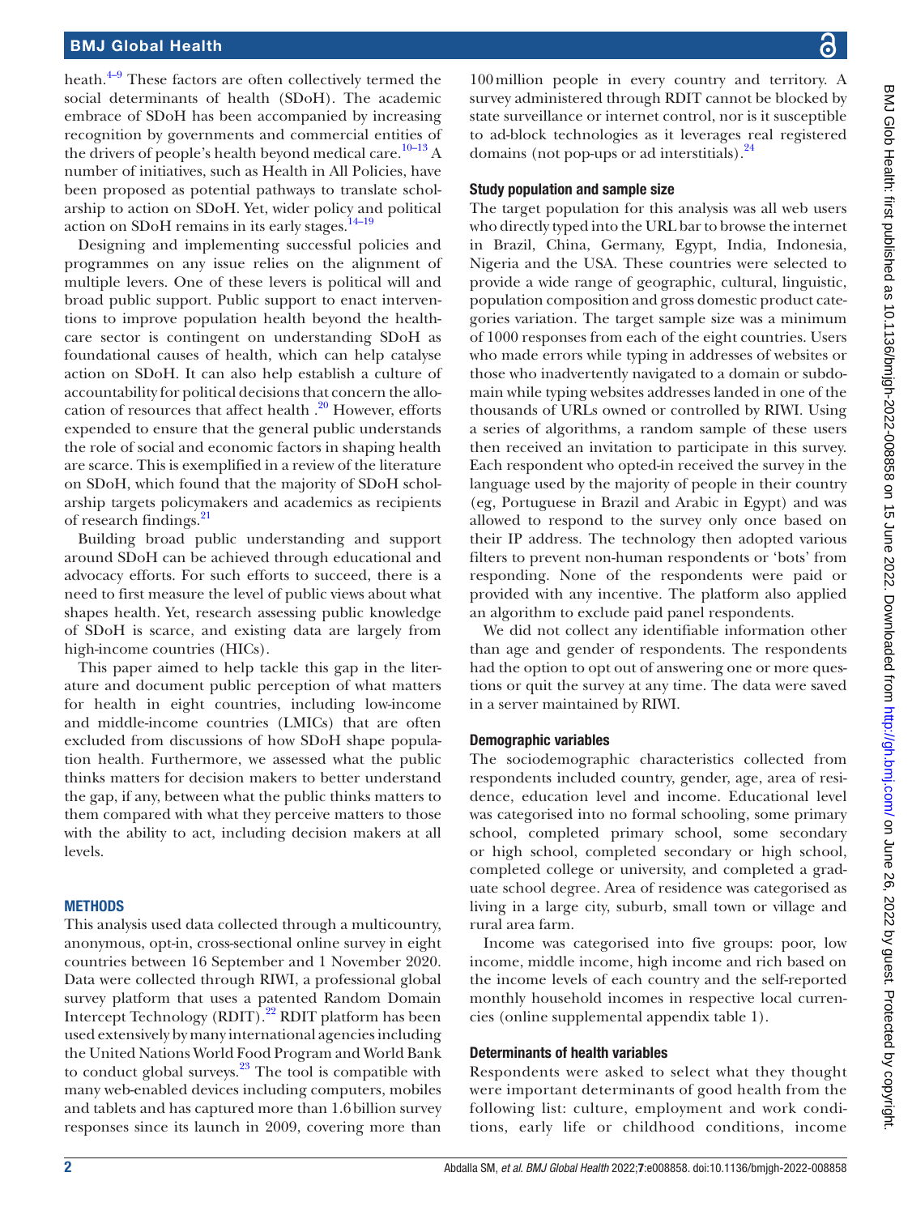heath.[4–9] These factors are often collectively termed the social determinants of health (SDoH). The academic embrace of SDoH has been accompanied by increasing recognition by governments and commercial entities of the drivers of people's health beyond medical care.[10–13] A number of initiatives, such as Health in All Policies, have been proposed as potential pathways to translate scholarship to action on SDoH. Yet, wider policy and political action on SDoH remains in its early stages.[14–19]

Designing and implementing successful policies and programmes on any issue relies on the alignment of multiple levers. One of these levers is political will and broad public support. Public support to enact interventions to improve population health beyond the healthcare sector is contingent on understanding SDoH as foundational causes of health, which can help catalyse action on SDoH. It can also help establish a culture of accountability for political decisions that concern the allocation of resources that affect health .[20] However, efforts expended to ensure that the general public understands the role of social and economic factors in shaping health are scarce. This is exemplified in a review of the literature on SDoH, which found that the majority of SDoH scholarship targets policymakers and academics as recipients of research findings.[21]

Building broad public understanding and support around SDoH can be achieved through educational and advocacy efforts. For such efforts to succeed, there is a need to first measure the level of public views about what shapes health. Yet, research assessing public knowledge of SDoH is scarce, and existing data are largely from high-income countries (HICs).

This paper aimed to help tackle this gap in the literature and document public perception of what matters for health in eight countries, including low-income and middle-income countries (LMICs) that are often excluded from discussions of how SDoH shape population health. Furthermore, we assessed what the public thinks matters for decision makers to better understand the gap, if any, between what the public thinks matters to them compared with what they perceive matters to those with the ability to act, including decision makers at all levels.

## METHODS

This analysis used data collected through a multicountry, anonymous, opt-in, cross-sectional online survey in eight countries between 16 September and 1 November 2020. Data were collected through RIWI, a professional global survey platform that uses a patented Random Domain Intercept Technology (RDIT).[22] RDIT platform has been used extensively by many international agencies including the United Nations World Food Program and World Bank to conduct global surveys.[23] The tool is compatible with many web-enabled devices including computers, mobiles and tablets and has captured more than 1.6 billion survey responses since its launch in 2009, covering more than 100 million people in every country and territory. A survey administered through RDIT cannot be blocked by state surveillance or internet control, nor is it susceptible to ad-block technologies as it leverages real registered domains (not pop-ups or ad interstitials).[24]

### Study population and sample size

The target population for this analysis was all web users who directly typed into the URL bar to browse the internet in Brazil, China, Germany, Egypt, India, Indonesia, Nigeria and the USA. These countries were selected to provide a wide range of geographic, cultural, linguistic, population composition and gross domestic product categories variation. The target sample size was a minimum of 1000 responses from each of the eight countries. Users who made errors while typing in addresses of websites or those who inadvertently navigated to a domain or subdomain while typing websites addresses landed in one of the thousands of URLs owned or controlled by RIWI. Using a series of algorithms, a random sample of these users then received an invitation to participate in this survey. Each respondent who opted-in received the survey in the language used by the majority of people in their country (eg, Portuguese in Brazil and Arabic in Egypt) and was allowed to respond to the survey only once based on their IP address. The technology then adopted various filters to prevent non-human respondents or 'bots' from responding. None of the respondents were paid or provided with any incentive. The platform also applied an algorithm to exclude paid panel respondents.

We did not collect any identifiable information other than age and gender of respondents. The respondents had the option to opt out of answering one or more questions or quit the survey at any time. The data were saved in a server maintained by RIWI.

### Demographic variables

The sociodemographic characteristics collected from respondents included country, gender, age, area of residence, education level and income. Educational level was categorised into no formal schooling, some primary school, completed primary school, some secondary or high school, completed secondary or high school, completed college or university, and completed a graduate school degree. Area of residence was categorised as living in a large city, suburb, small town or village and rural area farm.

Income was categorised into five groups: poor, low income, middle income, high income and rich based on the income levels of each country and the self-reported monthly household incomes in respective local currencies (online supplemental appendix table 1).

### Determinants of health variables

Respondents were asked to select what they thought were important determinants of good health from the following list: culture, employment and work conditions, early life or childhood conditions, income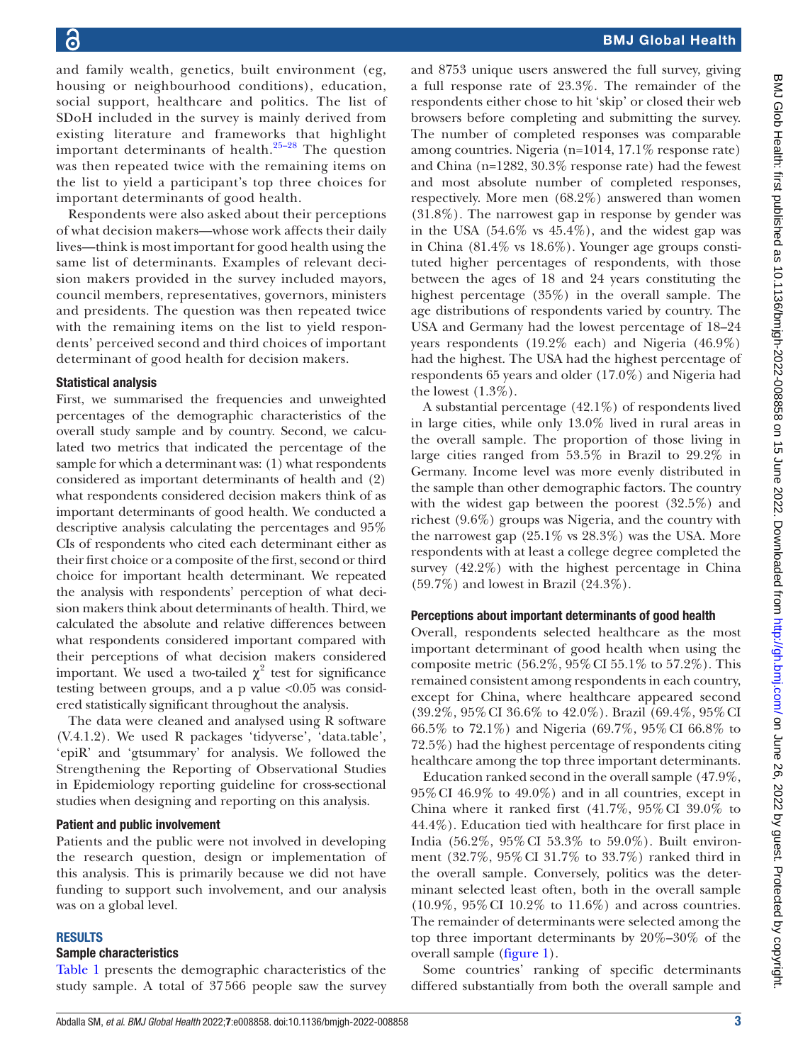and family wealth, genetics, built environment (eg, housing or neighbourhood conditions), education, social support, healthcare and politics. The list of SDoH included in the survey is mainly derived from existing literature and frameworks that highlight important determinants of health.[25–28] The question was then repeated twice with the remaining items on the list to yield a participant's top three choices for important determinants of good health.

Respondents were also asked about their perceptions of what decision makers—whose work affects their daily lives—think is most important for good health using the same list of determinants. Examples of relevant decision makers provided in the survey included mayors, council members, representatives, governors, ministers and presidents. The question was then repeated twice with the remaining items on the list to yield respondents' perceived second and third choices of important determinant of good health for decision makers.

### Statistical analysis

First, we summarised the frequencies and unweighted percentages of the demographic characteristics of the overall study sample and by country. Second, we calculated two metrics that indicated the percentage of the sample for which a determinant was: (1) what respondents considered as important determinants of health and (2) what respondents considered decision makers think of as important determinants of good health. We conducted a descriptive analysis calculating the percentages and 95% CIs of respondents who cited each determinant either as their first choice or a composite of the first, second or third choice for important health determinant. We repeated the analysis with respondents' perception of what decision makers think about determinants of health. Third, we calculated the absolute and relative differences between what respondents considered important compared with their perceptions of what decision makers considered important. We used a two-tailed $\chi^2$ test for significance testing between groups, and a p value <0.05 was considered statistically significant throughout the analysis.

The data were cleaned and analysed using R software (V.4.1.2). We used R packages 'tidyverse', 'data.table', 'epiR' and 'gtsummary' for analysis. We followed the Strengthening the Reporting of Observational Studies in Epidemiology reporting guideline for cross-sectional studies when designing and reporting on this analysis.

### Patient and public involvement

Patients and the public were not involved in developing the research question, design or implementation of this analysis. This is primarily because we did not have funding to support such involvement, and our analysis was on a global level.

## RESULTS

### Sample characteristics

Table 1 presents the demographic characteristics of the study sample. A total of 37 566 people saw the survey and 8753 unique users answered the full survey, giving a full response rate of 23.3%. The remainder of the respondents either chose to hit 'skip' or closed their web browsers before completing and submitting the survey. The number of completed responses was comparable among countries. Nigeria (n=1014, 17.1% response rate) and China (n=1282, 30.3% response rate) had the fewest and most absolute number of completed responses, respectively. More men (68.2%) answered than women (31.8%). The narrowest gap in response by gender was in the USA (54.6% vs 45.4%), and the widest gap was in China (81.4% vs 18.6%). Younger age groups constituted higher percentages of respondents, with those between the ages of 18 and 24 years constituting the highest percentage (35%) in the overall sample. The age distributions of respondents varied by country. The USA and Germany had the lowest percentage of 18–24 years respondents (19.2% each) and Nigeria (46.9%) had the highest. The USA had the highest percentage of respondents 65 years and older (17.0%) and Nigeria had the lowest (1.3%).

A substantial percentage (42.1%) of respondents lived in large cities, while only 13.0% lived in rural areas in the overall sample. The proportion of those living in large cities ranged from 53.5% in Brazil to 29.2% in Germany. Income level was more evenly distributed in the sample than other demographic factors. The country with the widest gap between the poorest (32.5%) and richest (9.6%) groups was Nigeria, and the country with the narrowest gap (25.1% vs 28.3%) was the USA. More respondents with at least a college degree completed the survey (42.2%) with the highest percentage in China (59.7%) and lowest in Brazil (24.3%).

### Perceptions about important determinants of good health

Overall, respondents selected healthcare as the most important determinant of good health when using the composite metric (56.2%, 95% CI 55.1% to 57.2%). This remained consistent among respondents in each country, except for China, where healthcare appeared second (39.2%, 95% CI 36.6% to 42.0%). Brazil (69.4%, 95% CI 66.5% to 72.1%) and Nigeria (69.7%, 95% CI 66.8% to 72.5%) had the highest percentage of respondents citing healthcare among the top three important determinants.

Education ranked second in the overall sample (47.9%, 95% CI 46.9% to 49.0%) and in all countries, except in China where it ranked first (41.7%, 95% CI 39.0% to 44.4%). Education tied with healthcare for first place in India (56.2%, 95% CI 53.3% to 59.0%). Built environment (32.7%, 95% CI 31.7% to 33.7%) ranked third in the overall sample. Conversely, politics was the determinant selected least often, both in the overall sample (10.9%, 95% CI 10.2% to 11.6%) and across countries. The remainder of determinants were selected among the top three important determinants by 20%–30% of the overall sample (figure 1).

Some countries' ranking of specific determinants differed substantially from both the overall sample and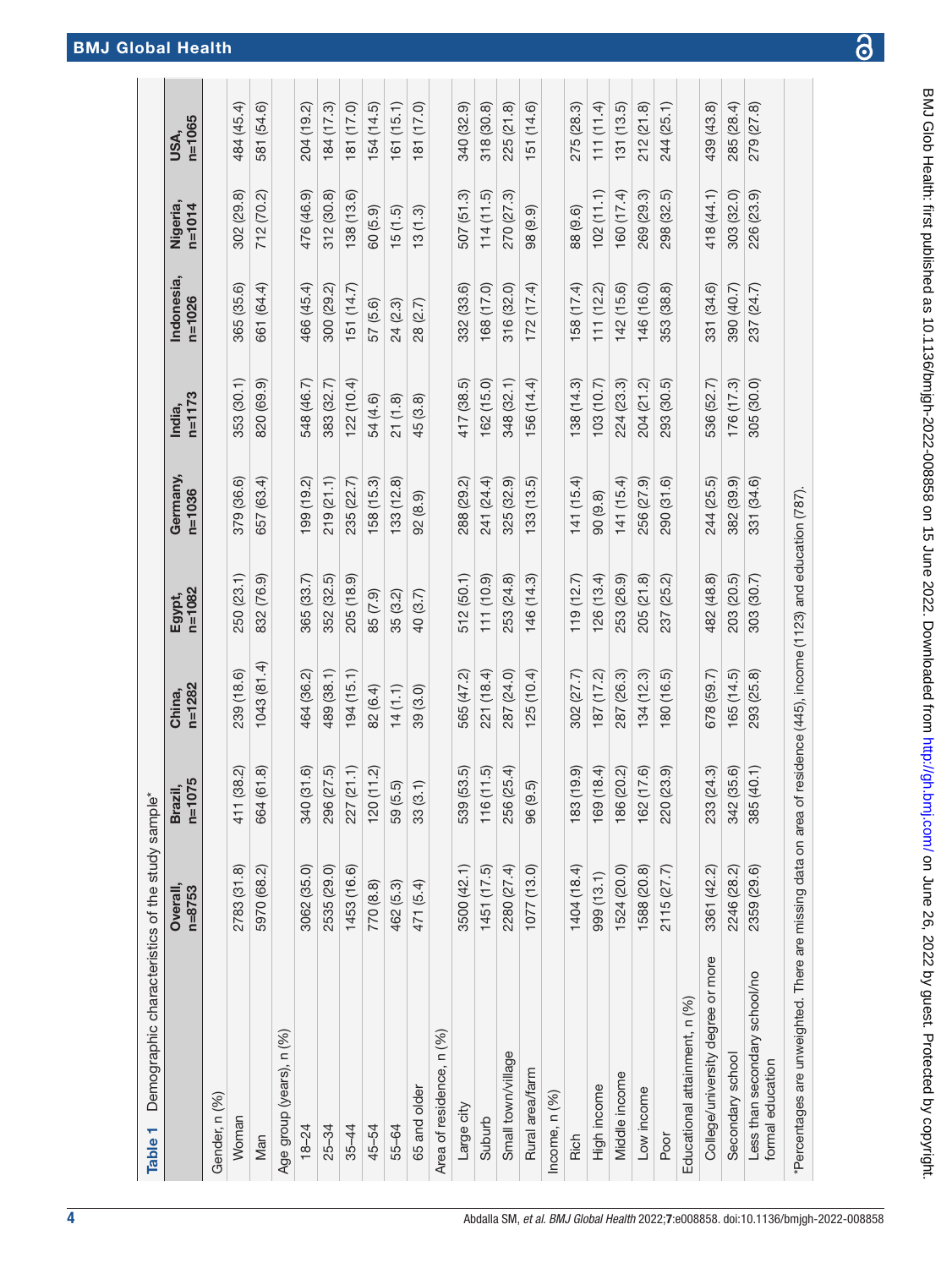**Table 1** Demographic characteristics of the study sample*

| | Overall, n=8753 | Brazil, n=1075 | China, n=1282 | Egypt, n=1082 | Germany, n=1036 | India, n=1173 | Indonesia, n=1026 | Nigeria, n=1014 | USA, n=1065 |
|---|---|---|---|---|---|---|---|---|---|
| Gender, n (%) | | | | | | | | | |
| Woman | 2783 (31.8) | 411 (38.2) | 239 (18.6) | 250 (23.1) | 379 (36.6) | 353 (30.1) | 365 (35.6) | 302 (29.8) | 484 (45.4) |
| Man | 5970 (68.2) | 664 (61.8) | 1043 (81.4) | 832 (76.9) | 657 (63.4) | 820 (69.9) | 661 (64.4) | 712 (70.2) | 581 (54.6) |
| Age group (years), n (%) | | | | | | | | | |
| 18–24 | 3062 (35.0) | 340 (31.6) | 464 (36.2) | 365 (33.7) | 199 (19.2) | 548 (46.7) | 466 (45.4) | 476 (46.9) | 204 (19.2) |
| 25–34 | 2535 (29.0) | 296 (27.5) | 489 (38.1) | 352 (32.5) | 219 (21.1) | 383 (32.7) | 300 (29.2) | 312 (30.8) | 184 (17.3) |
| 35–44 | 1453 (16.6) | 227 (21.1) | 194 (15.1) | 205 (18.9) | 235 (22.7) | 122 (10.4) | 151 (14.7) | 138 (13.6) | 181 (17.0) |
| 45–54 | 770 (8.8) | 120 (11.2) | 82 (6.4) | 85 (7.9) | 158 (15.3) | 54 (4.6) | 57 (5.6) | 60 (5.9) | 154 (14.5) |
| 55–64 | 462 (5.3) | 59 (5.5) | 14 (1.1) | 35 (3.2) | 133 (12.8) | 21 (1.8) | 24 (2.3) | 15 (1.5) | 161 (15.1) |
| 65 and older | 471 (5.4) | 33 (3.1) | 39 (3.0) | 40 (3.7) | 92 (8.9) | 45 (3.8) | 28 (2.7) | 13 (1.3) | 181 (17.0) |
| Area of residence, n (%) | | | | | | | | | |
| Large city | 3500 (42.1) | 539 (53.5) | 565 (47.2) | 512 (50.1) | 288 (29.2) | 417 (38.5) | 332 (33.6) | 507 (51.3) | 340 (32.9) |
| Suburb | 1451 (17.5) | 116 (11.5) | 221 (18.4) | 111 (10.9) | 241 (24.4) | 162 (15.0) | 168 (17.0) | 114 (11.5) | 318 (30.8) |
| Small town/village | 2280 (27.4) | 256 (25.4) | 287 (24.0) | 253 (24.8) | 325 (32.9) | 348 (32.1) | 316 (32.0) | 270 (27.3) | 225 (21.8) |
| Rural area/farm | 1077 (13.0) | 96 (9.5) | 125 (10.4) | 146 (14.3) | 133 (13.5) | 156 (14.4) | 172 (17.4) | 98 (9.9) | 151 (14.6) |
| Income, n (%) | | | | | | | | | |
| Rich | 1404 (18.4) | 183 (19.9) | 302 (27.7) | 119 (12.7) | 141 (15.4) | 138 (14.3) | 158 (17.4) | 88 (9.6) | 275 (28.3) |
| High income | 999 (13.1) | 169 (18.4) | 187 (17.2) | 126 (13.4) | 90 (9.8) | 103 (10.7) | 111 (12.2) | 102 (11.1) | 111 (11.4) |
| Middle income | 1524 (20.0) | 186 (20.2) | 287 (26.3) | 253 (26.9) | 141 (15.4) | 224 (23.3) | 142 (15.6) | 160 (17.4) | 131 (13.5) |
| Low income | 1588 (20.8) | 162 (17.6) | 134 (12.3) | 205 (21.8) | 256 (27.9) | 204 (21.2) | 146 (16.0) | 269 (29.3) | 212 (21.8) |
| Poor | 2115 (27.7) | 220 (23.9) | 180 (16.5) | 237 (25.2) | 290 (31.6) | 293 (30.5) | 353 (38.8) | 298 (32.5) | 244 (25.1) |
| Educational attainment, n (%) | | | | | | | | | |
| College/university degree or more | 3361 (42.2) | 233 (24.3) | 678 (59.7) | 482 (48.8) | 244 (25.5) | 536 (52.7) | 331 (34.6) | 418 (44.1) | 439 (43.8) |
| Secondary school | 2246 (28.2) | 342 (35.6) | 165 (14.5) | 203 (20.5) | 382 (39.9) | 176 (17.3) | 390 (40.7) | 303 (32.0) | 285 (28.4) |
| Less than secondary school/no formal education | 2359 (29.6) | 385 (40.1) | 293 (25.8) | 303 (30.7) | 331 (34.6) | 305 (30.0) | 237 (24.7) | 226 (23.9) | 279 (27.8) |

*Percentages are unweighted. There are missing data on area of residence (445), income (1123) and education (787).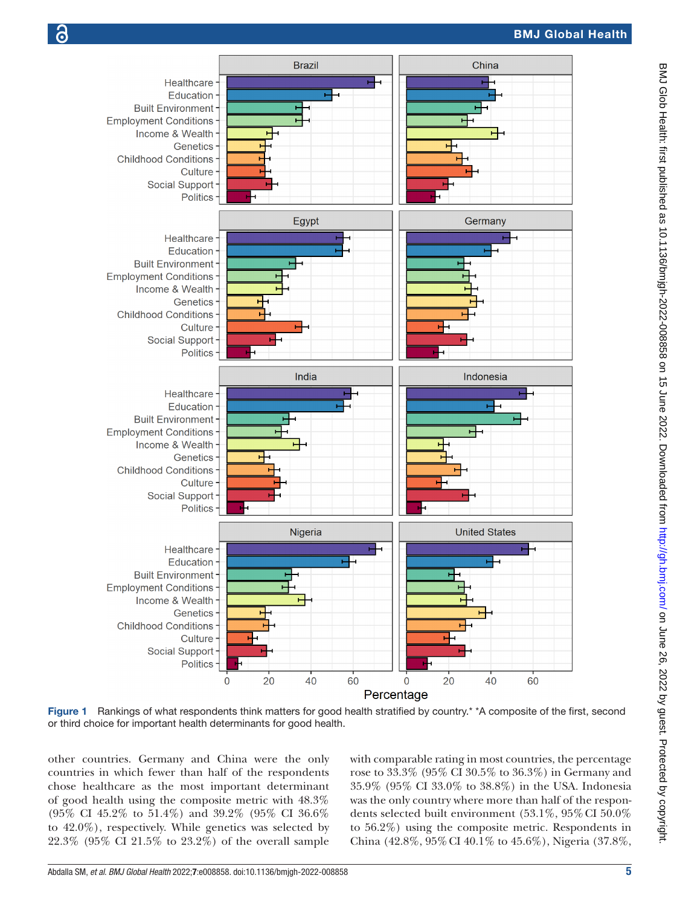Figure 1 Rankings of what respondents think matters for good health stratified by country.* *A composite of the first, second or third choice for important health determinants for good health.

other countries. Germany and China were the only countries in which fewer than half of the respondents chose healthcare as the most important determinant of good health using the composite metric with 48.3% (95% CI 45.2% to 51.4%) and 39.2% (95% CI 36.6% to 42.0%), respectively. While genetics was selected by 22.3% (95% CI 21.5% to 23.2%) of the overall sample with comparable rating in most countries, the percentage rose to 33.3% (95% CI 30.5% to 36.3%) in Germany and 35.9% (95% CI 33.0% to 38.8%) in the USA. Indonesia was the only country where more than half of the respondents selected built environment (53.1%, 95% CI 50.0% to 56.2%) using the composite metric. Respondents in China (42.8%, 95% CI 40.1% to 45.6%), Nigeria (37.8%,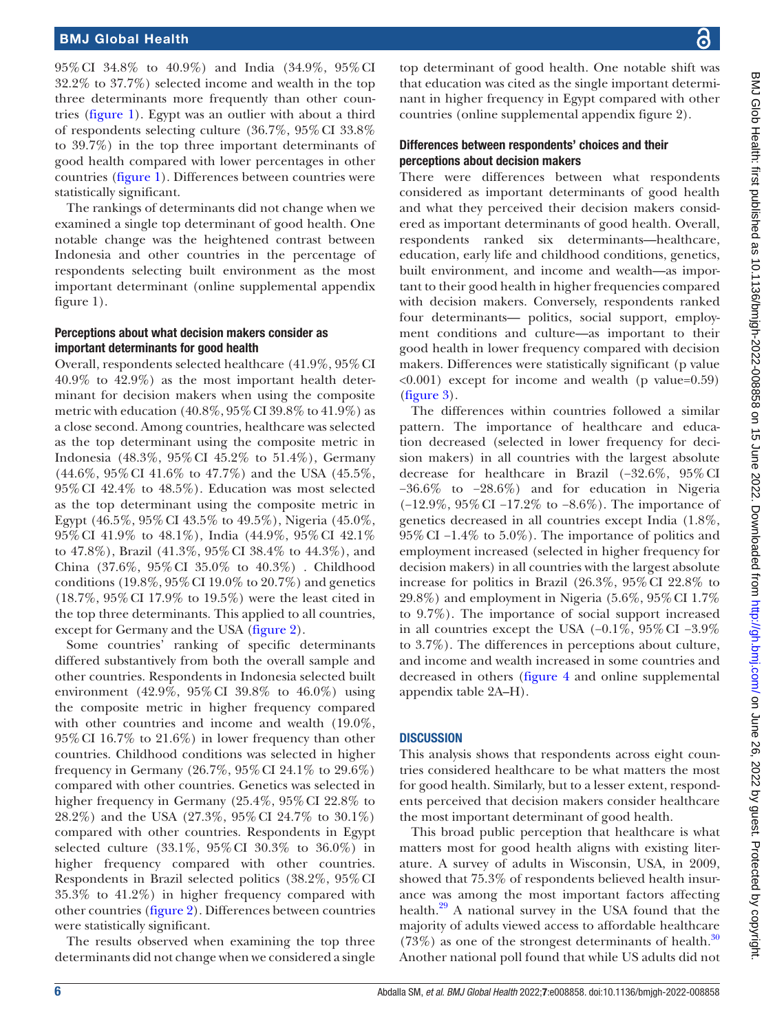95% CI 34.8% to 40.9%) and India (34.9%, 95% CI 32.2% to 37.7%) selected income and wealth in the top three determinants more frequently than other countries (figure 1). Egypt was an outlier with about a third of respondents selecting culture (36.7%, 95% CI 33.8% to 39.7%) in the top three important determinants of good health compared with lower percentages in other countries (figure 1). Differences between countries were statistically significant.

The rankings of determinants did not change when we examined a single top determinant of good health. One notable change was the heightened contrast between Indonesia and other countries in the percentage of respondents selecting built environment as the most important determinant (online supplemental appendix figure 1).

### Perceptions about what decision makers consider as important determinants for good health

Overall, respondents selected healthcare (41.9%, 95% CI 40.9% to 42.9%) as the most important health determinant for decision makers when using the composite metric with education (40.8%, 95% CI 39.8% to 41.9%) as a close second. Among countries, healthcare was selected as the top determinant using the composite metric in Indonesia (48.3%, 95% CI 45.2% to 51.4%), Germany (44.6%, 95% CI 41.6% to 47.7%) and the USA (45.5%, 95% CI 42.4% to 48.5%). Education was most selected as the top determinant using the composite metric in Egypt (46.5%, 95% CI 43.5% to 49.5%), Nigeria (45.0%, 95% CI 41.9% to 48.1%), India (44.9%, 95% CI 42.1% to 47.8%), Brazil (41.3%, 95% CI 38.4% to 44.3%), and China (37.6%, 95% CI 35.0% to 40.3%) . Childhood conditions (19.8%, 95% CI 19.0% to 20.7%) and genetics (18.7%, 95% CI 17.9% to 19.5%) were the least cited in the top three determinants. This applied to all countries, except for Germany and the USA (figure 2).

Some countries' ranking of specific determinants differed substantively from both the overall sample and other countries. Respondents in Indonesia selected built environment (42.9%, 95% CI 39.8% to 46.0%) using the composite metric in higher frequency compared with other countries and income and wealth (19.0%, 95% CI 16.7% to 21.6%) in lower frequency than other countries. Childhood conditions was selected in higher frequency in Germany (26.7%, 95% CI 24.1% to 29.6%) compared with other countries. Genetics was selected in higher frequency in Germany (25.4%, 95% CI 22.8% to 28.2%) and the USA (27.3%, 95% CI 24.7% to 30.1%) compared with other countries. Respondents in Egypt selected culture (33.1%, 95% CI 30.3% to 36.0%) in higher frequency compared with other countries. Respondents in Brazil selected politics (38.2%, 95% CI 35.3% to 41.2%) in higher frequency compared with other countries (figure 2). Differences between countries were statistically significant.

The results observed when examining the top three determinants did not change when we considered a single top determinant of good health. One notable shift was that education was cited as the single important determinant in higher frequency in Egypt compared with other countries (online supplemental appendix figure 2).

### Differences between respondents' choices and their perceptions about decision makers

There were differences between what respondents considered as important determinants of good health and what they perceived their decision makers considered as important determinants of good health. Overall, respondents ranked six determinants—healthcare, education, early life and childhood conditions, genetics, built environment, and income and wealth—as important to their good health in higher frequencies compared with decision makers. Conversely, respondents ranked four determinants— politics, social support, employment conditions and culture—as important to their good health in lower frequency compared with decision makers. Differences were statistically significant (p value <0.001) except for income and wealth (p value=0.59) (figure 3).

The differences within countries followed a similar pattern. The importance of healthcare and education decreased (selected in lower frequency for decision makers) in all countries with the largest absolute decrease for healthcare in Brazil (−32.6%, 95% CI −36.6% to −28.6%) and for education in Nigeria (−12.9%, 95% CI −17.2% to −8.6%). The importance of genetics decreased in all countries except India (1.8%, 95% CI −1.4% to 5.0%). The importance of politics and employment increased (selected in higher frequency for decision makers) in all countries with the largest absolute increase for politics in Brazil (26.3%, 95% CI 22.8% to 29.8%) and employment in Nigeria (5.6%, 95% CI 1.7% to 9.7%). The importance of social support increased in all countries except the USA (−0.1%, 95% CI −3.9% to 3.7%). The differences in perceptions about culture, and income and wealth increased in some countries and decreased in others (figure 4 and online supplemental appendix table 2A–H).

## DISCUSSION

This analysis shows that respondents across eight countries considered healthcare to be what matters the most for good health. Similarly, but to a lesser extent, respondents perceived that decision makers consider healthcare the most important determinant of good health.

This broad public perception that healthcare is what matters most for good health aligns with existing literature. A survey of adults in Wisconsin, USA, in 2009, showed that 75.3% of respondents believed health insurance was among the most important factors affecting health.[29] A national survey in the USA found that the majority of adults viewed access to affordable healthcare (73%) as one of the strongest determinants of health.[30] Another national poll found that while US adults did not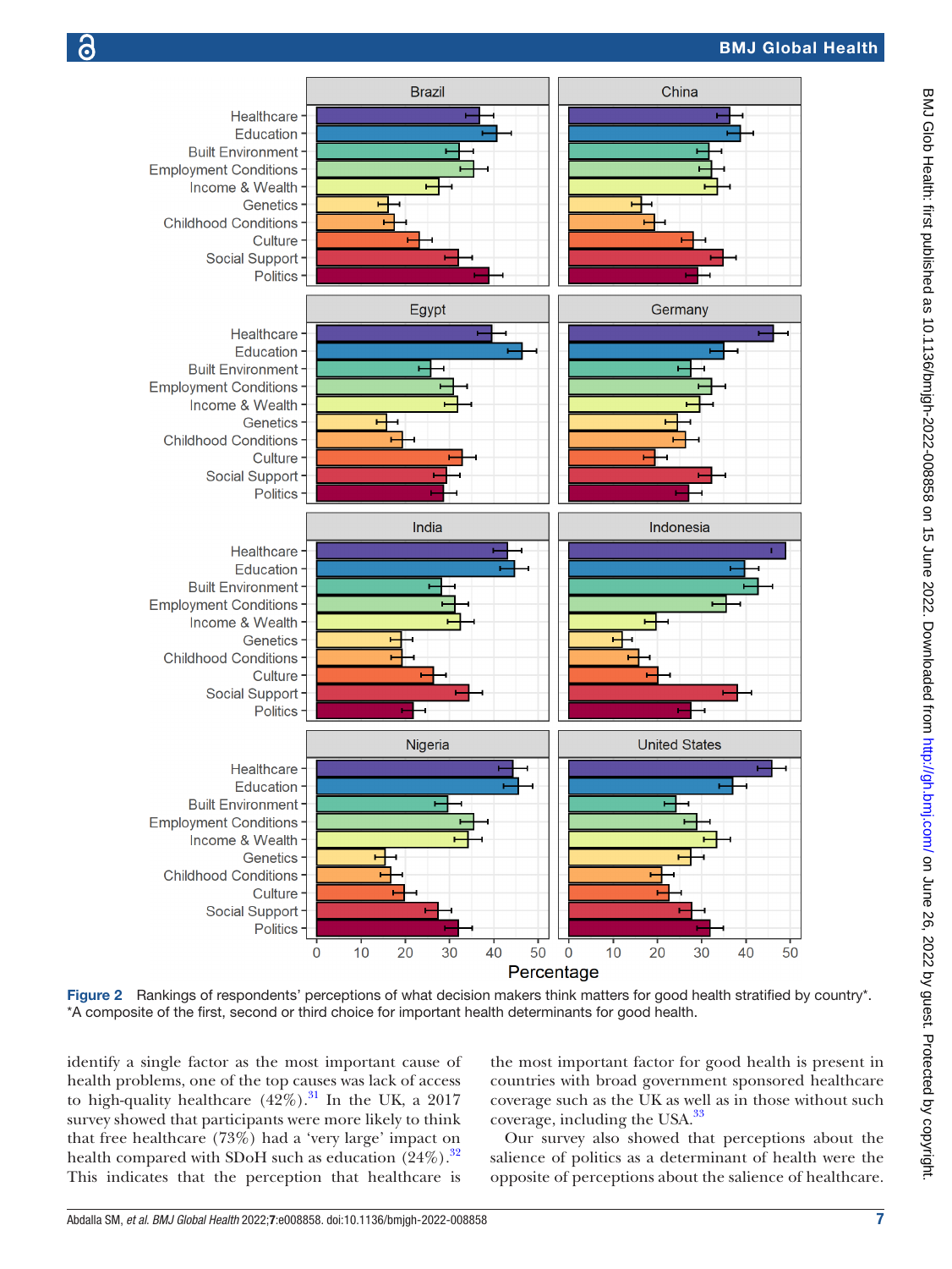Figure 2 Rankings of respondents' perceptions of what decision makers think matters for good health stratified by country*. *A composite of the first, second or third choice for important health determinants for good health.

identify a single factor as the most important cause of health problems, one of the top causes was lack of access to high-quality healthcare (42%).[31] In the UK, a 2017 survey showed that participants were more likely to think that free healthcare (73%) had a 'very large' impact on health compared with SDoH such as education (24%).[32] This indicates that the perception that healthcare is the most important factor for good health is present in countries with broad government sponsored healthcare coverage such as the UK as well as in those without such coverage, including the USA.[33]

Our survey also showed that perceptions about the salience of politics as a determinant of health were the opposite of perceptions about the salience of healthcare.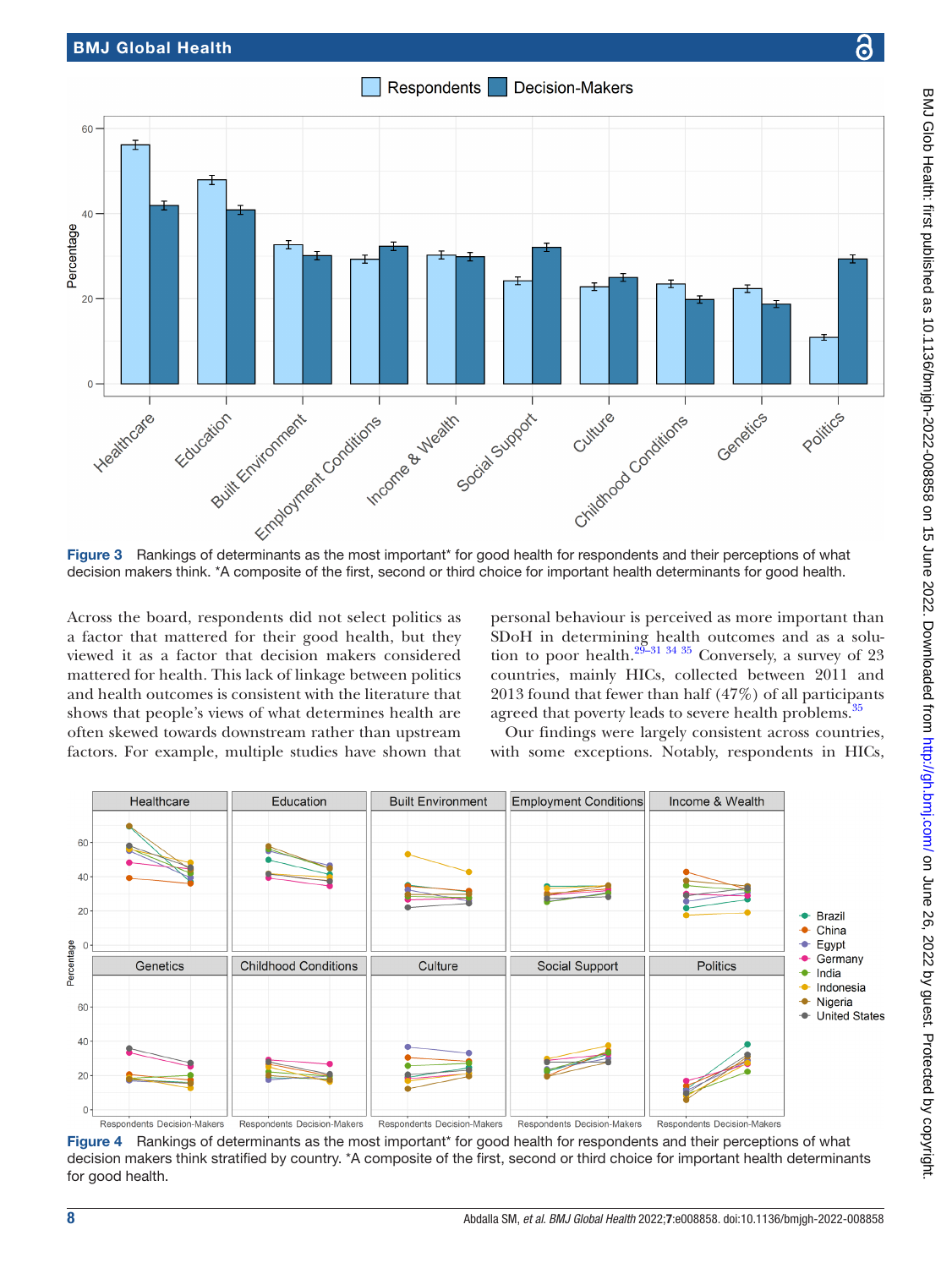Figure 3 Rankings of determinants as the most important* for good health for respondents and their perceptions of what decision makers think. *A composite of the first, second or third choice for important health determinants for good health.

Across the board, respondents did not select politics as a factor that mattered for their good health, but they viewed it as a factor that decision makers considered mattered for health. This lack of linkage between politics and health outcomes is consistent with the literature that shows that people's views of what determines health are often skewed towards downstream rather than upstream factors. For example, multiple studies have shown that personal behaviour is perceived as more important than SDoH in determining health outcomes and as a solution to poor health.[29–31 34 35] Conversely, a survey of 23 countries, mainly HICs, collected between 2011 and 2013 found that fewer than half (47%) of all participants agreed that poverty leads to severe health problems.[35]

Our findings were largely consistent across countries, with some exceptions. Notably, respondents in HICs,

Figure 4 Rankings of determinants as the most important* for good health for respondents and their perceptions of what decision makers think stratified by country. *A composite of the first, second or third choice for important health determinants for good health.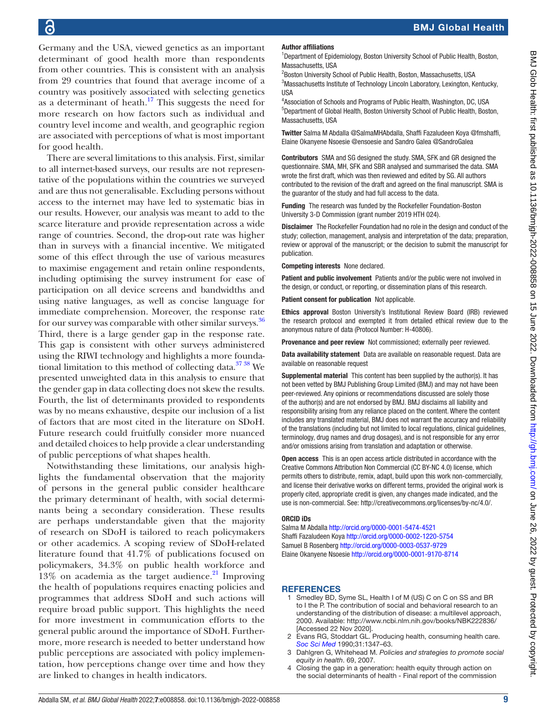Germany and the USA, viewed genetics as an important determinant of good health more than respondents from other countries. This is consistent with an analysis from 29 countries that found that average income of a country was positively associated with selecting genetics as a determinant of heath.[17] This suggests the need for more research on how factors such as individual and country level income and wealth, and geographic region are associated with perceptions of what is most important for good health.

There are several limitations to this analysis. First, similar to all internet-based surveys, our results are not representative of the populations within the countries we surveyed and are thus not generalisable. Excluding persons without access to the internet may have led to systematic bias in our results. However, our analysis was meant to add to the scarce literature and provide representation across a wide range of countries. Second, the drop-out rate was higher than in surveys with a financial incentive. We mitigated some of this effect through the use of various measures to maximise engagement and retain online respondents, including optimising the survey instrument for ease of participation on all device screens and bandwidths and using native languages, as well as concise language for immediate comprehension. Moreover, the response rate for our survey was comparable with other similar surveys.[36] Third, there is a large gender gap in the response rate. This gap is consistent with other surveys administered using the RIWI technology and highlights a more foundational limitation to this method of collecting data.[37,38] We presented unweighted data in this analysis to ensure that the gender gap in data collecting does not skew the results. Fourth, the list of determinants provided to respondents was by no means exhaustive, despite our inclusion of a list of factors that are most cited in the literature on SDoH. Future research could fruitfully consider more nuanced and detailed choices to help provide a clear understanding of public perceptions of what shapes health.

Notwithstanding these limitations, our analysis highlights the fundamental observation that the majority of persons in the general public consider healthcare the primary determinant of health, with social determinants being a secondary consideration. These results are perhaps understandable given that the majority of research on SDoH is tailored to reach policymakers or other academics. A scoping review of SDoH-related literature found that 41.7% of publications focused on policymakers, 34.3% on public health workforce and 13% on academia as the target audience.[21] Improving the health of populations requires enacting policies and programmes that address SDoH and such actions will require broad public support. This highlights the need for more investment in communication efforts to the general public around the importance of SDoH. Furthermore, more research is needed to better understand how public perceptions are associated with policy implementation, how perceptions change over time and how they are linked to changes in health indicators.

**Author affiliations**

[1]Department of Epidemiology, Boston University School of Public Health, Boston, Massachusetts, USA
[2]Boston University School of Public Health, Boston, Massachusetts, USA
[3]Massachusetts Institute of Technology Lincoln Laboratory, Lexington, Kentucky, USA
[4]Association of Schools and Programs of Public Health, Washington, DC, USA
[5]Department of Global Health, Boston University School of Public Health, Boston, Massachusetts, USA

**Twitter** Salma M Abdalla @SalmaMHAbdalla, Shaffi Fazaludeen Koya @fmshaffi, Elaine Okanyene Nsoesie @ensoesie and Sandro Galea @SandroGalea

**Contributors** SMA and SG designed the study. SMA, SFK and GR designed the questionnaire. SMA, MH, SFK and SBR analysed and summarised the data. SMA wrote the first draft, which was then reviewed and edited by SG. All authors contributed to the revision of the draft and agreed on the final manuscript. SMA is the guarantor of the study and had full access to the data.

**Funding** The research was funded by the Rockefeller Foundation-Boston University 3-D Commission (grant number 2019 HTH 024).

**Disclaimer** The Rockefeller Foundation had no role in the design and conduct of the study; collection, management, analysis and interpretation of the data; preparation, review or approval of the manuscript; or the decision to submit the manuscript for publication.

**Competing interests** None declared.

**Patient and public involvement** Patients and/or the public were not involved in the design, or conduct, or reporting, or dissemination plans of this research.

**Patient consent for publication** Not applicable.

**Ethics approval** Boston University's Institutional Review Board (IRB) reviewed the research protocol and exempted it from detailed ethical review due to the anonymous nature of data (Protocol Number: H-40806).

**Provenance and peer review** Not commissioned; externally peer reviewed.

**Data availability statement** Data are available on reasonable request. Data are available on reasonable request

**Supplemental material** This content has been supplied by the author(s). It has not been vetted by BMJ Publishing Group Limited (BMJ) and may not have been peer-reviewed. Any opinions or recommendations discussed are solely those of the author(s) and are not endorsed by BMJ. BMJ disclaims all liability and responsibility arising from any reliance placed on the content. Where the content includes any translated material, BMJ does not warrant the accuracy and reliability of the translations (including but not limited to local regulations, clinical guidelines, terminology, drug names and drug dosages), and is not responsible for any error and/or omissions arising from translation and adaptation or otherwise.

**Open access** This is an open access article distributed in accordance with the Creative Commons Attribution Non Commercial (CC BY-NC 4.0) license, which permits others to distribute, remix, adapt, build upon this work non-commercially, and license their derivative works on different terms, provided the original work is properly cited, appropriate credit is given, any changes made indicated, and the use is non-commercial. See: http://creativecommons.org/licenses/by-nc/4.0/.

**ORCID iDs**

Salma M Abdalla http://orcid.org/0000-0001-5474-4521
Shaffi Fazaludeen Koya http://orcid.org/0000-0002-1220-5754
Samuel B Rosenberg http://orcid.org/0000-0003-0537-9729
Elaine Okanyene Nsoesie http://orcid.org/0000-0001-9170-8714

## REFERENCES

1. Smedley BD, Syme SL, Health I of M (US) C on C on SS and BR to I the P. The contribution of social and behavioral research to an understanding of the distribution of disease: a multilevel approach, 2000. Available: http://www.ncbi.nlm.nih.gov/books/NBK222836/ [Accessed 22 Nov 2020].
2. Evans RG, Stoddart GL. Producing health, consuming health care. *Soc Sci Med* 1990;31:1347–63.
3. Dahlgren G, Whitehead M. *Policies and strategies to promote social equity in health*. 69, 2007.
4. Closing the gap in a generation: health equity through action on the social determinants of health - Final report of the commission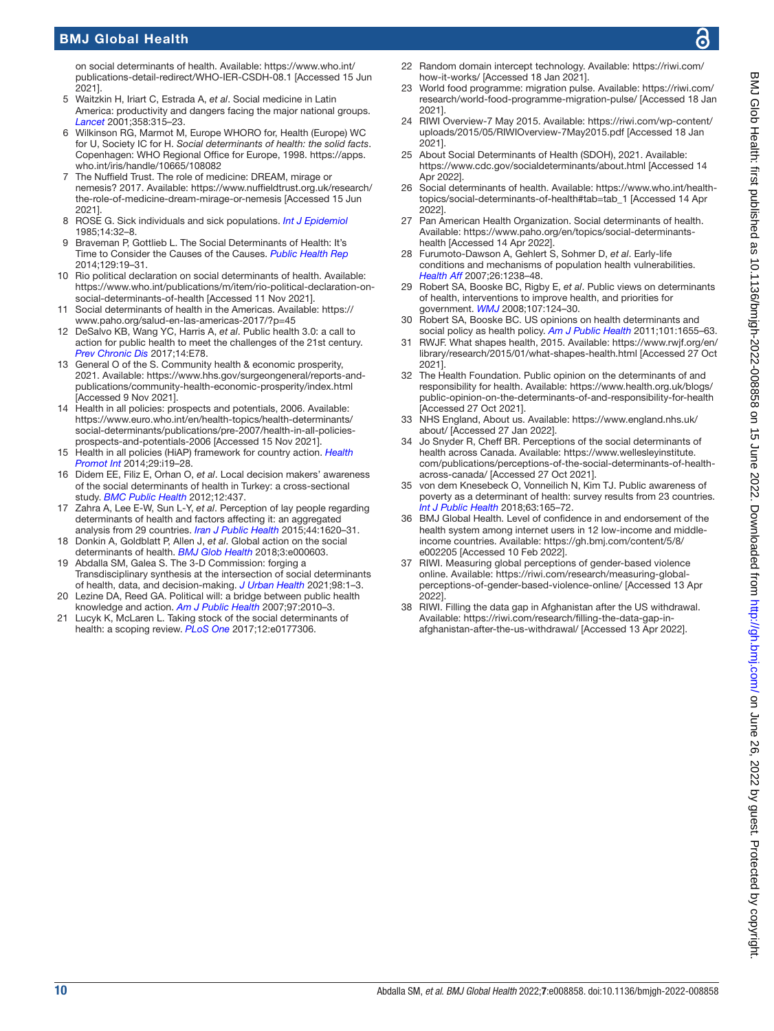on social determinants of health. Available: https://www.who.int/publications-detail-redirect/WHO-IER-CSDH-08.1 [Accessed 15 Jun 2021].

5. Waitzkin H, Iriart C, Estrada A, *et al*. Social medicine in Latin America: productivity and dangers facing the major national groups. *Lancet* 2001;358:315–23.
6. Wilkinson RG, Marmot M, Europe WHORO for, Health (Europe) WC for U, Society IC for H. *Social determinants of health: the solid facts*. Copenhagen: WHO Regional Office for Europe, 1998. https://apps.who.int/iris/handle/10665/108082
7. The Nuffield Trust. The role of medicine: DREAM, mirage or nemesis? 2017. Available: https://www.nuffieldtrust.org.uk/research/the-role-of-medicine-dream-mirage-or-nemesis [Accessed 15 Jun 2021].
8. ROSE G. Sick individuals and sick populations. *Int J Epidemiol* 1985;14:32–8.
9. Braveman P, Gottlieb L. The Social Determinants of Health: It's Time to Consider the Causes of the Causes. *Public Health Rep* 2014;129:19–31.
10. Rio political declaration on social determinants of health. Available: https://www.who.int/publications/m/item/rio-political-declaration-on-social-determinants-of-health [Accessed 11 Nov 2021].
11. Social determinants of health in the Americas. Available: https://www.paho.org/salud-en-las-americas-2017/?p=45
12. DeSalvo KB, Wang YC, Harris A, *et al*. Public health 3.0: a call to action for public health to meet the challenges of the 21st century. *Prev Chronic Dis* 2017;14:E78.
13. General O of the S. Community health & economic prosperity, 2021. Available: https://www.hhs.gov/surgeongeneral/reports-and-publications/community-health-economic-prosperity/index.html [Accessed 9 Nov 2021].
14. Health in all policies: prospects and potentials, 2006. Available: https://www.euro.who.int/en/health-topics/health-determinants/social-determinants/publications/pre-2007/health-in-all-policies-prospects-and-potentials-2006 [Accessed 15 Nov 2021].
15. Health in all policies (HiAP) framework for country action. *Health Promot Int* 2014;29:i19–28.
16. Didem EE, Filiz E, Orhan O, *et al*. Local decision makers' awareness of the social determinants of health in Turkey: a cross-sectional study. *BMC Public Health* 2012;12:437.
17. Zahra A, Lee E-W, Sun L-Y, *et al*. Perception of lay people regarding determinants of health and factors affecting it: an aggregated analysis from 29 countries. *Iran J Public Health* 2015;44:1620–31.
18. Donkin A, Goldblatt P, Allen J, *et al*. Global action on the social determinants of health. *BMJ Glob Health* 2018;3:e000603.
19. Abdalla SM, Galea S. The 3-D Commission: forging a Transdisciplinary synthesis at the intersection of social determinants of health, data, and decision-making. *J Urban Health* 2021;98:1–3.
20. Lezine DA, Reed GA. Political will: a bridge between public health knowledge and action. *Am J Public Health* 2007;97:2010–3.
21. Lucyk K, McLaren L. Taking stock of the social determinants of health: a scoping review. *PLoS One* 2017;12:e0177306.
22. Random domain intercept technology. Available: https://riwi.com/how-it-works/ [Accessed 18 Jan 2021].
23. World food programme: migration pulse. Available: https://riwi.com/research/world-food-programme-migration-pulse/ [Accessed 18 Jan 2021].
24. RIWI Overview-7 May 2015. Available: https://riwi.com/wp-content/uploads/2015/05/RIWIOverview-7May2015.pdf [Accessed 18 Jan 2021].
25. About Social Determinants of Health (SDOH), 2021. Available: https://www.cdc.gov/socialdeterminants/about.html [Accessed 14 Apr 2022].
26. Social determinants of health. Available: https://www.who.int/health-topics/social-determinants-of-health#tab=tab_1 [Accessed 14 Apr 2022].
27. Pan American Health Organization. Social determinants of health. Available: https://www.paho.org/en/topics/social-determinants-health [Accessed 14 Apr 2022].
28. Furumoto-Dawson A, Gehlert S, Sohmer D, *et al*. Early-life conditions and mechanisms of population health vulnerabilities. *Health Aff* 2007;26:1238–48.
29. Robert SA, Booske BC, Rigby E, *et al*. Public views on determinants of health, interventions to improve health, and priorities for government. *WMJ* 2008;107:124–30.
30. Robert SA, Booske BC. US opinions on health determinants and social policy as health policy. *Am J Public Health* 2011;101:1655–63.
31. RWJF. What shapes health, 2015. Available: https://www.rwjf.org/en/library/research/2015/01/what-shapes-health.html [Accessed 27 Oct 2021].
32. The Health Foundation. Public opinion on the determinants of and responsibility for health. Available: https://www.health.org.uk/blogs/public-opinion-on-the-determinants-of-and-responsibility-for-health [Accessed 27 Oct 2021].
33. NHS England, About us. Available: https://www.england.nhs.uk/about/ [Accessed 27 Jan 2022].
34. Jo Snyder R, Cheff BR. Perceptions of the social determinants of health across Canada. Available: https://www.wellesleyinstitute.com/publications/perceptions-of-the-social-determinants-of-health-across-canada/ [Accessed 27 Oct 2021].
35. von dem Knesebeck O, Vonneilich N, Kim TJ. Public awareness of poverty as a determinant of health: survey results from 23 countries. *Int J Public Health* 2018;63:165–72.
36. BMJ Global Health. Level of confidence in and endorsement of the health system among internet users in 12 low-income and middle-income countries. Available: https://gh.bmj.com/content/5/8/e002205 [Accessed 10 Feb 2022].
37. RIWI. Measuring global perceptions of gender-based violence online. Available: https://riwi.com/research/measuring-global-perceptions-of-gender-based-violence-online/ [Accessed 13 Apr 2022].
38. RIWI. Filling the data gap in Afghanistan after the US withdrawal. Available: https://riwi.com/research/filling-the-data-gap-in-afghanistan-after-the-us-withdrawal/ [Accessed 13 Apr 2022].